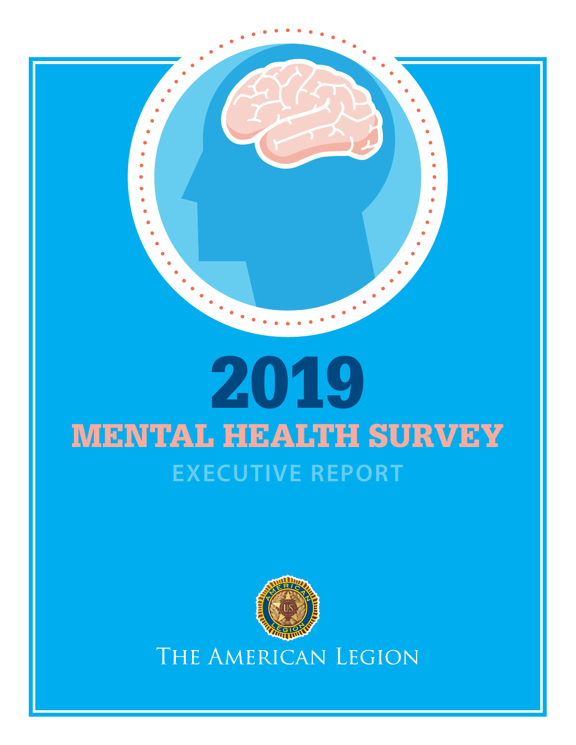# 2019

## MENTAL HEALTH SURVEY

### EXECUTIVE REPORT

THE AMERICAN LEGION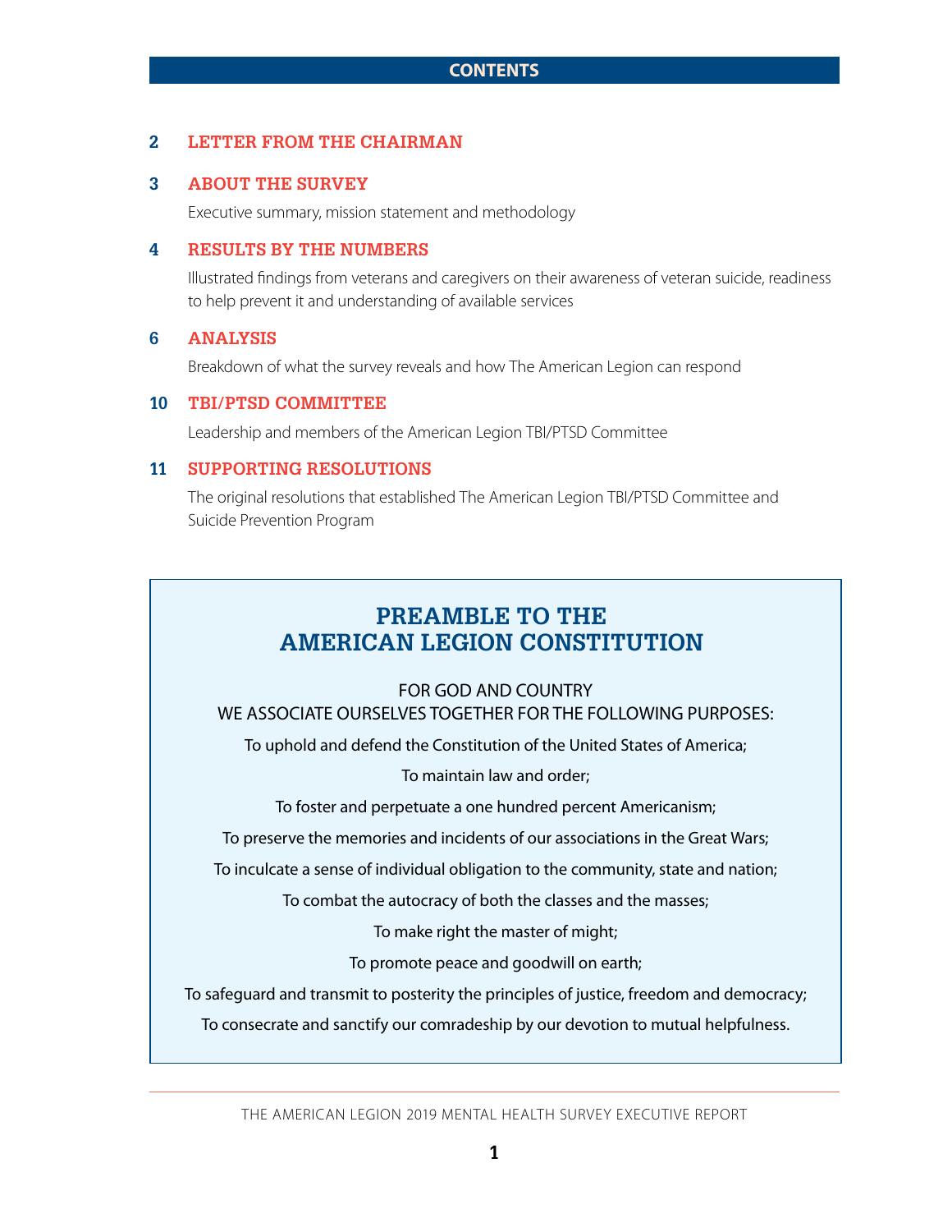# CONTENTS

**2 LETTER FROM THE CHAIRMAN**

**3 ABOUT THE SURVEY**

Executive summary, mission statement and methodology

**4 RESULTS BY THE NUMBERS**

Illustrated findings from veterans and caregivers on their awareness of veteran suicide, readiness to help prevent it and understanding of available services

**6 ANALYSIS**

Breakdown of what the survey reveals and how The American Legion can respond

**10 TBI/PTSD COMMITTEE**

Leadership and members of the American Legion TBI/PTSD Committee

**11 SUPPORTING RESOLUTIONS**

The original resolutions that established The American Legion TBI/PTSD Committee and Suicide Prevention Program

## PREAMBLE TO THE AMERICAN LEGION CONSTITUTION

FOR GOD AND COUNTRY
WE ASSOCIATE OURSELVES TOGETHER FOR THE FOLLOWING PURPOSES:

To uphold and defend the Constitution of the United States of America;

To maintain law and order;

To foster and perpetuate a one hundred percent Americanism;

To preserve the memories and incidents of our associations in the Great Wars;

To inculcate a sense of individual obligation to the community, state and nation;

To combat the autocracy of both the classes and the masses;

To make right the master of might;

To promote peace and goodwill on earth;

To safeguard and transmit to posterity the principles of justice, freedom and democracy;

To consecrate and sanctify our comradeship by our devotion to mutual helpfulness.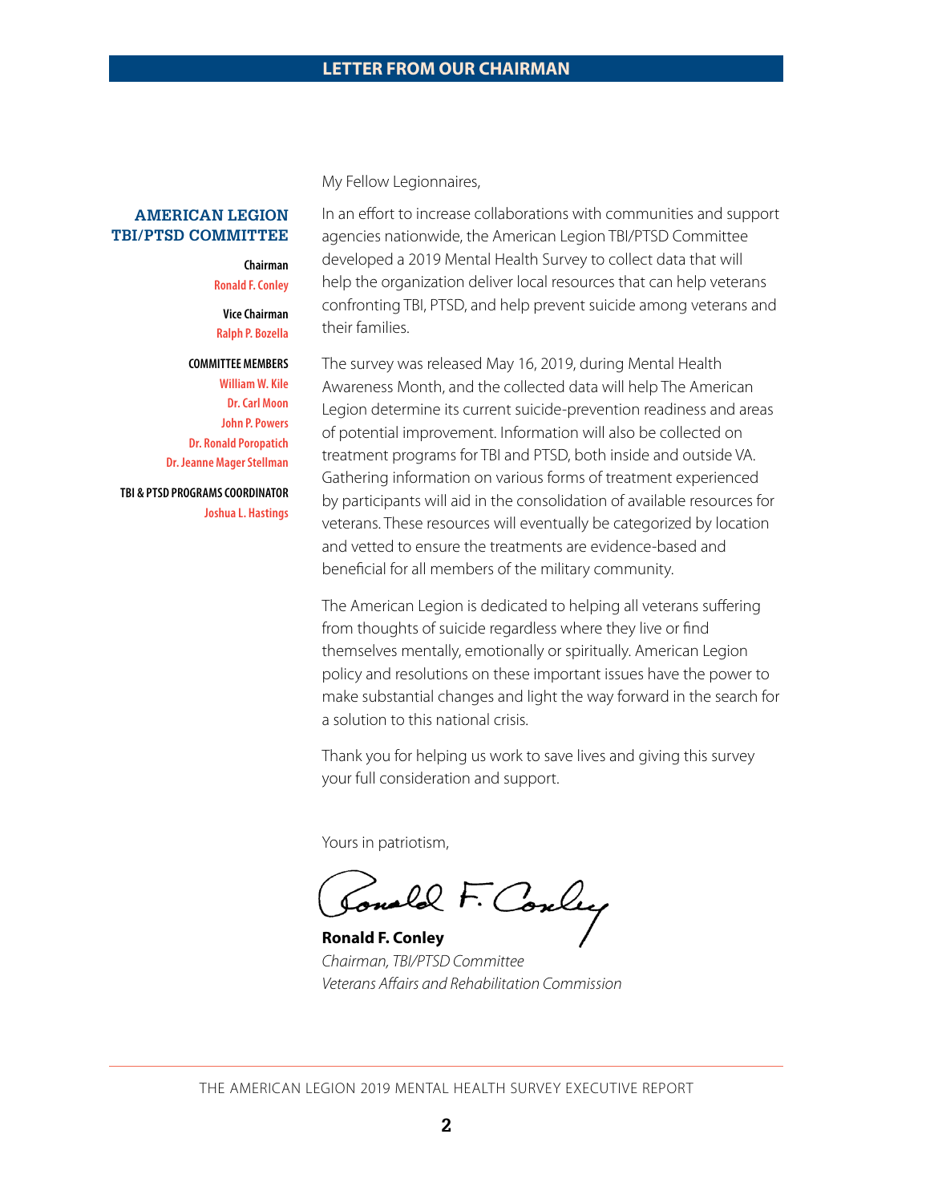# LETTER FROM OUR CHAIRMAN

**AMERICAN LEGION TBI/PTSD COMMITTEE**

**Chairman**
Ronald F. Conley

**Vice Chairman**
Ralph P. Bozella

**COMMITTEE MEMBERS**
William W. Kile
Dr. Carl Moon
John P. Powers
Dr. Ronald Poropatich
Dr. Jeanne Mager Stellman

**TBI & PTSD PROGRAMS COORDINATOR**
Joshua L. Hastings

My Fellow Legionnaires,

In an effort to increase collaborations with communities and support agencies nationwide, the American Legion TBI/PTSD Committee developed a 2019 Mental Health Survey to collect data that will help the organization deliver local resources that can help veterans confronting TBI, PTSD, and help prevent suicide among veterans and their families.

The survey was released May 16, 2019, during Mental Health Awareness Month, and the collected data will help The American Legion determine its current suicide-prevention readiness and areas of potential improvement. Information will also be collected on treatment programs for TBI and PTSD, both inside and outside VA. Gathering information on various forms of treatment experienced by participants will aid in the consolidation of available resources for veterans. These resources will eventually be categorized by location and vetted to ensure the treatments are evidence-based and beneficial for all members of the military community.

The American Legion is dedicated to helping all veterans suffering from thoughts of suicide regardless where they live or find themselves mentally, emotionally or spiritually. American Legion policy and resolutions on these important issues have the power to make substantial changes and light the way forward in the search for a solution to this national crisis.

Thank you for helping us work to save lives and giving this survey your full consideration and support.

Yours in patriotism,

**Ronald F. Conley**
*Chairman, TBI/PTSD Committee*
*Veterans Affairs and Rehabilitation Commission*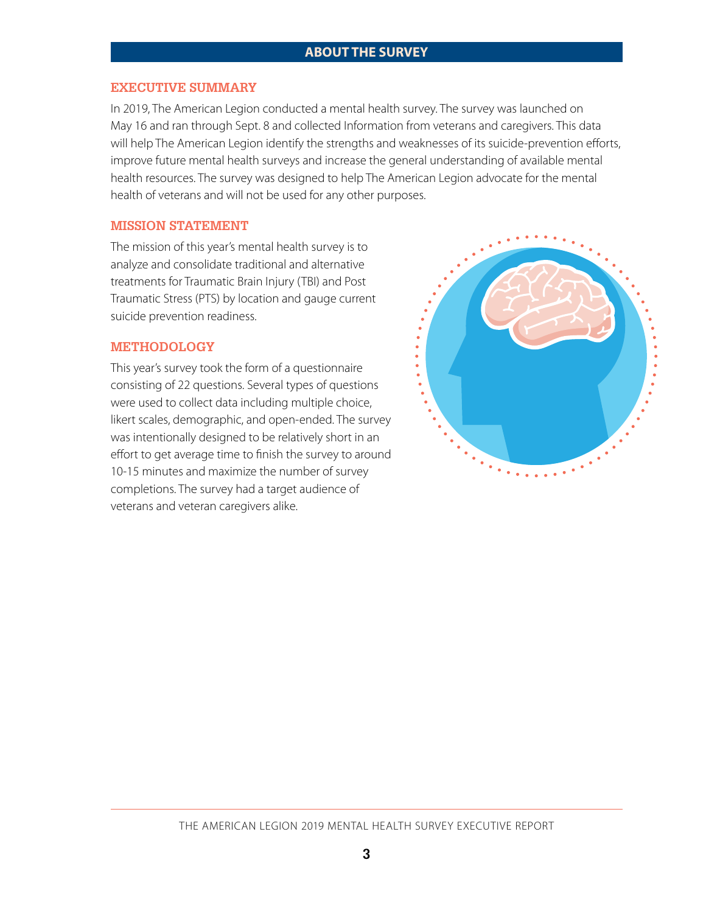## ABOUT THE SURVEY

### EXECUTIVE SUMMARY

In 2019, The American Legion conducted a mental health survey. The survey was launched on May 16 and ran through Sept. 8 and collected Information from veterans and caregivers. This data will help The American Legion identify the strengths and weaknesses of its suicide-prevention efforts, improve future mental health surveys and increase the general understanding of available mental health resources. The survey was designed to help The American Legion advocate for the mental health of veterans and will not be used for any other purposes.

### MISSION STATEMENT

The mission of this year's mental health survey is to analyze and consolidate traditional and alternative treatments for Traumatic Brain Injury (TBI) and Post Traumatic Stress (PTS) by location and gauge current suicide prevention readiness.

### METHODOLOGY

This year's survey took the form of a questionnaire consisting of 22 questions. Several types of questions were used to collect data including multiple choice, likert scales, demographic, and open-ended. The survey was intentionally designed to be relatively short in an effort to get average time to finish the survey to around 10-15 minutes and maximize the number of survey completions. The survey had a target audience of veterans and veteran caregivers alike.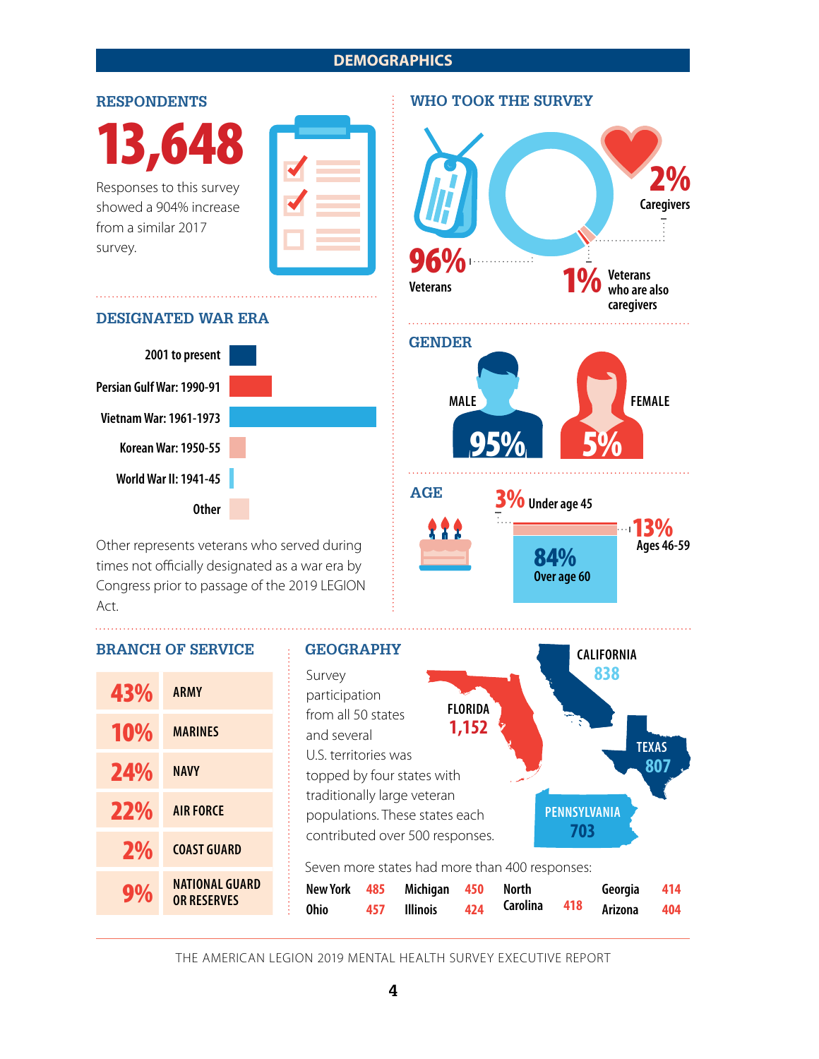# DEMOGRAPHICS

## RESPONDENTS

**13,648**

Responses to this survey showed a 904% increase from a similar 2017 survey.

## DESIGNATED WAR ERA

- 2001 to present
- Persian Gulf War: 1990-91
- Vietnam War: 1961-1973
- Korean War: 1950-55
- World War II: 1941-45
- Other

Other represents veterans who served during times not officially designated as a war era by Congress prior to passage of the 2019 LEGION Act.

## WHO TOOK THE SURVEY

- **96%** Veterans
- **2%** Caregivers
- **1%** Veterans who are also caregivers

## GENDER

- MALE **95%**
- FEMALE **5%**

## AGE

- **3%** Under age 45
- **13%** Ages 46-59
- **84%** Over age 60

## BRANCH OF SERVICE

| % | Branch |
|---|---|
| 43% | ARMY |
| 10% | MARINES |
| 24% | NAVY |
| 22% | AIR FORCE |
| 2% | COAST GUARD |
| 9% | NATIONAL GUARD OR RESERVES |

## GEOGRAPHY

Survey participation from all 50 states and several U.S. territories was topped by four states with traditionally large veteran populations. These states each contributed over 500 responses.

- FLORIDA 1,152
- CALIFORNIA 838
- TEXAS 807
- PENNSYLVANIA 703

Seven more states had more than 400 responses:

| State | Responses | State | Responses | State | Responses | State | Responses |
|---|---|---|---|---|---|---|---|
| New York | 485 | Michigan | 450 | North Carolina | 418 | Georgia | 414 |
| Ohio | 457 | Illinois | 424 | | | Arizona | 404 |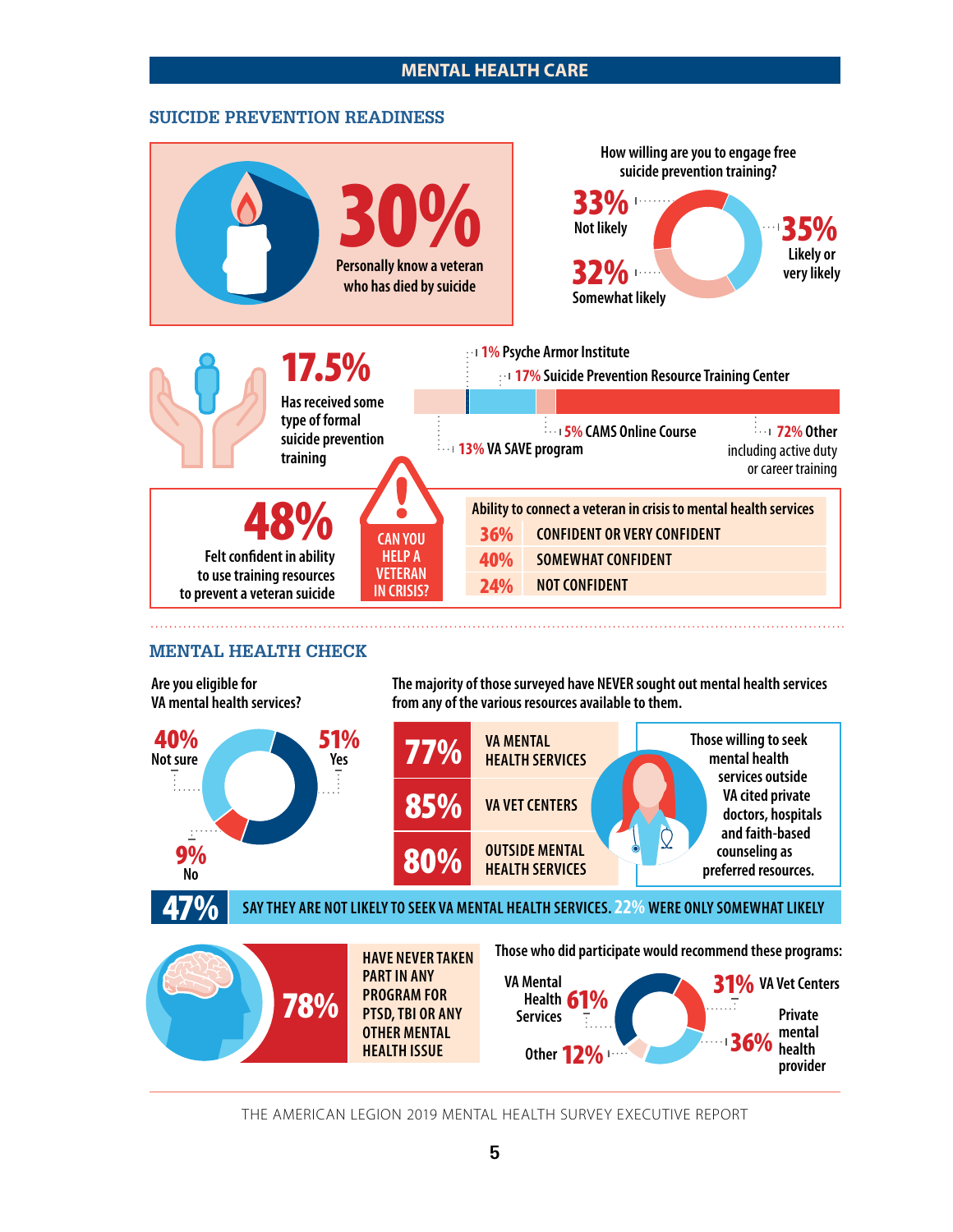# MENTAL HEALTH CARE

## SUICIDE PREVENTION READINESS

**30%** Personally know a veteran who has died by suicide

How willing are you to engage free suicide prevention training?

- 33% Not likely
- 32% Somewhat likely
- 35% Likely or very likely

**17.5%** Has received some type of formal suicide prevention training

- 1% Psyche Armor Institute
- 17% Suicide Prevention Resource Training Center
- 13% VA SAVE program
- 5% CAMS Online Course
- 72% Other including active duty or career training

**48%** Felt confident in ability to use training resources to prevent a veteran suicide

CAN YOU HELP A VETERAN IN CRISIS?

| Ability to connect a veteran in crisis to mental health services | |
|---|---|
| 36% | CONFIDENT OR VERY CONFIDENT |
| 40% | SOMEWHAT CONFIDENT |
| 24% | NOT CONFIDENT |

## MENTAL HEALTH CHECK

Are you eligible for VA mental health services?

- 51% Yes
- 40% Not sure
- 9% No

The majority of those surveyed have NEVER sought out mental health services from any of the various resources available to them.

| | |
|---|---|
| 77% | VA MENTAL HEALTH SERVICES |
| 85% | VA VET CENTERS |
| 80% | OUTSIDE MENTAL HEALTH SERVICES |

Those willing to seek mental health services outside VA cited private doctors, hospitals and faith-based counseling as preferred resources.

**47%** SAY THEY ARE NOT LIKELY TO SEEK VA MENTAL HEALTH SERVICES. 22% WERE ONLY SOMEWHAT LIKELY

**78%** HAVE NEVER TAKEN PART IN ANY PROGRAM FOR PTSD, TBI OR ANY OTHER MENTAL HEALTH ISSUE

Those who did participate would recommend these programs:

- VA Mental Health Services 61%
- 31% VA Vet Centers
- 36% Private mental health provider
- Other 12%

THE AMERICAN LEGION 2019 MENTAL HEALTH SURVEY EXECUTIVE REPORT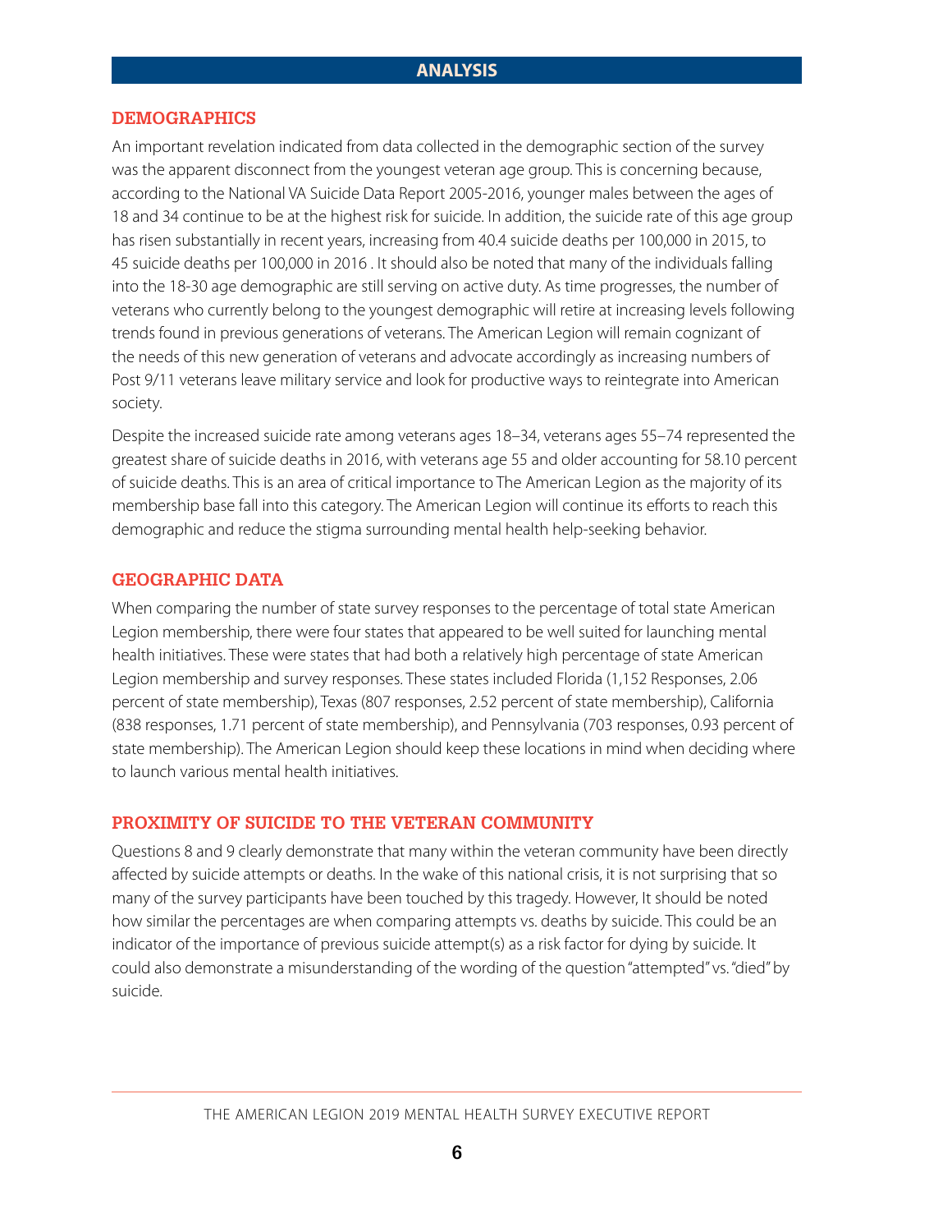## ANALYSIS

### DEMOGRAPHICS

An important revelation indicated from data collected in the demographic section of the survey was the apparent disconnect from the youngest veteran age group. This is concerning because, according to the National VA Suicide Data Report 2005-2016, younger males between the ages of 18 and 34 continue to be at the highest risk for suicide. In addition, the suicide rate of this age group has risen substantially in recent years, increasing from 40.4 suicide deaths per 100,000 in 2015, to 45 suicide deaths per 100,000 in 2016 . It should also be noted that many of the individuals falling into the 18-30 age demographic are still serving on active duty. As time progresses, the number of veterans who currently belong to the youngest demographic will retire at increasing levels following trends found in previous generations of veterans. The American Legion will remain cognizant of the needs of this new generation of veterans and advocate accordingly as increasing numbers of Post 9/11 veterans leave military service and look for productive ways to reintegrate into American society.

Despite the increased suicide rate among veterans ages 18–34, veterans ages 55–74 represented the greatest share of suicide deaths in 2016, with veterans age 55 and older accounting for 58.10 percent of suicide deaths. This is an area of critical importance to The American Legion as the majority of its membership base fall into this category. The American Legion will continue its efforts to reach this demographic and reduce the stigma surrounding mental health help-seeking behavior.

### GEOGRAPHIC DATA

When comparing the number of state survey responses to the percentage of total state American Legion membership, there were four states that appeared to be well suited for launching mental health initiatives. These were states that had both a relatively high percentage of state American Legion membership and survey responses. These states included Florida (1,152 Responses, 2.06 percent of state membership), Texas (807 responses, 2.52 percent of state membership), California (838 responses, 1.71 percent of state membership), and Pennsylvania (703 responses, 0.93 percent of state membership). The American Legion should keep these locations in mind when deciding where to launch various mental health initiatives.

### PROXIMITY OF SUICIDE TO THE VETERAN COMMUNITY

Questions 8 and 9 clearly demonstrate that many within the veteran community have been directly affected by suicide attempts or deaths. In the wake of this national crisis, it is not surprising that so many of the survey participants have been touched by this tragedy. However, It should be noted how similar the percentages are when comparing attempts vs. deaths by suicide. This could be an indicator of the importance of previous suicide attempt(s) as a risk factor for dying by suicide. It could also demonstrate a misunderstanding of the wording of the question "attempted" vs. "died" by suicide.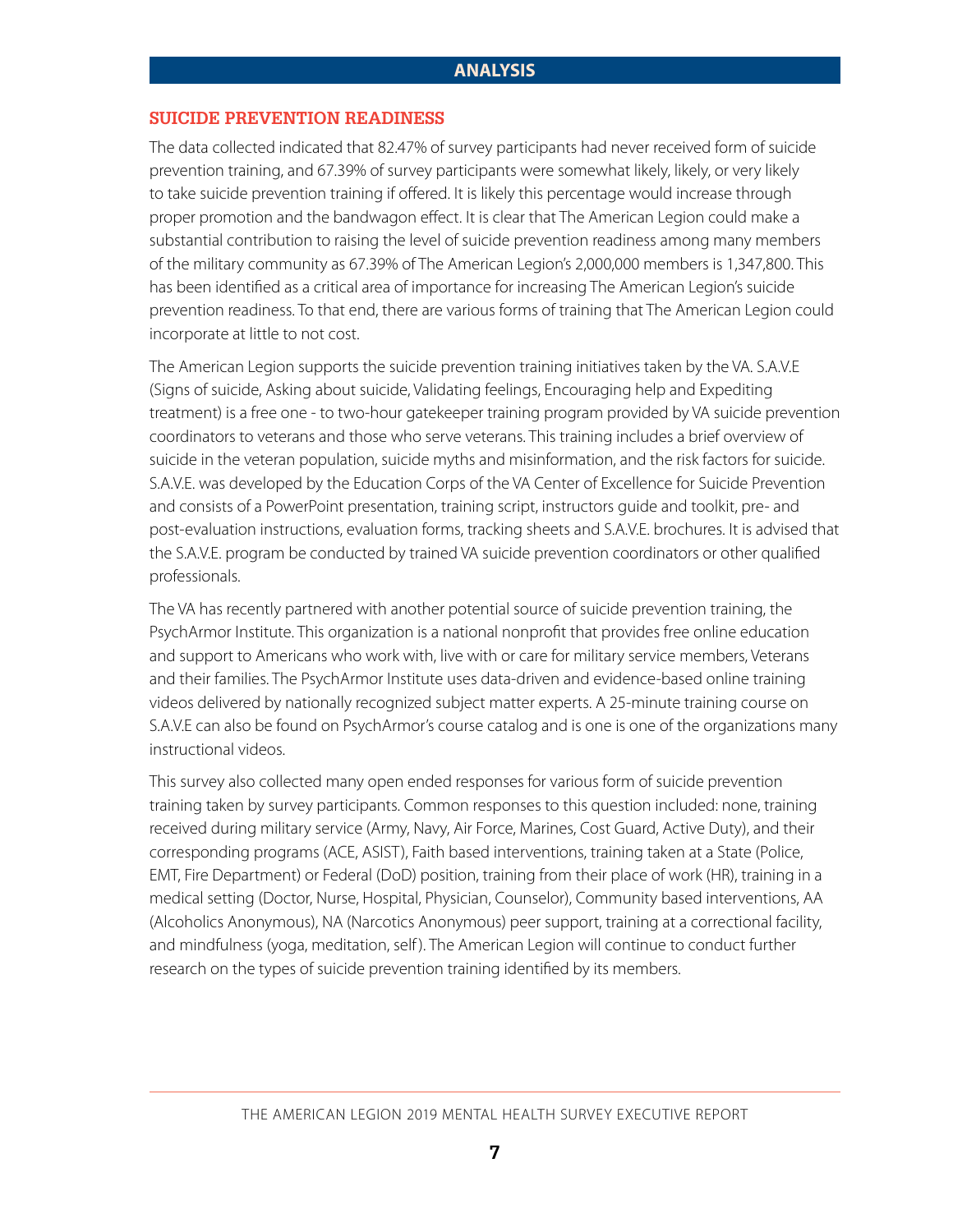## ANALYSIS

### SUICIDE PREVENTION READINESS

The data collected indicated that 82.47% of survey participants had never received form of suicide prevention training, and 67.39% of survey participants were somewhat likely, likely, or very likely to take suicide prevention training if offered. It is likely this percentage would increase through proper promotion and the bandwagon effect. It is clear that The American Legion could make a substantial contribution to raising the level of suicide prevention readiness among many members of the military community as 67.39% of The American Legion's 2,000,000 members is 1,347,800. This has been identified as a critical area of importance for increasing The American Legion's suicide prevention readiness. To that end, there are various forms of training that The American Legion could incorporate at little to not cost.

The American Legion supports the suicide prevention training initiatives taken by the VA. S.A.V.E (Signs of suicide, Asking about suicide, Validating feelings, Encouraging help and Expediting treatment) is a free one - to two-hour gatekeeper training program provided by VA suicide prevention coordinators to veterans and those who serve veterans. This training includes a brief overview of suicide in the veteran population, suicide myths and misinformation, and the risk factors for suicide. S.A.V.E. was developed by the Education Corps of the VA Center of Excellence for Suicide Prevention and consists of a PowerPoint presentation, training script, instructors guide and toolkit, pre- and post-evaluation instructions, evaluation forms, tracking sheets and S.A.V.E. brochures. It is advised that the S.A.V.E. program be conducted by trained VA suicide prevention coordinators or other qualified professionals.

The VA has recently partnered with another potential source of suicide prevention training, the PsychArmor Institute. This organization is a national nonprofit that provides free online education and support to Americans who work with, live with or care for military service members, Veterans and their families. The PsychArmor Institute uses data-driven and evidence-based online training videos delivered by nationally recognized subject matter experts. A 25-minute training course on S.A.V.E can also be found on PsychArmor's course catalog and is one is one of the organizations many instructional videos.

This survey also collected many open ended responses for various form of suicide prevention training taken by survey participants. Common responses to this question included: none, training received during military service (Army, Navy, Air Force, Marines, Cost Guard, Active Duty), and their corresponding programs (ACE, ASIST), Faith based interventions, training taken at a State (Police, EMT, Fire Department) or Federal (DoD) position, training from their place of work (HR), training in a medical setting (Doctor, Nurse, Hospital, Physician, Counselor), Community based interventions, AA (Alcoholics Anonymous), NA (Narcotics Anonymous) peer support, training at a correctional facility, and mindfulness (yoga, meditation, self). The American Legion will continue to conduct further research on the types of suicide prevention training identified by its members.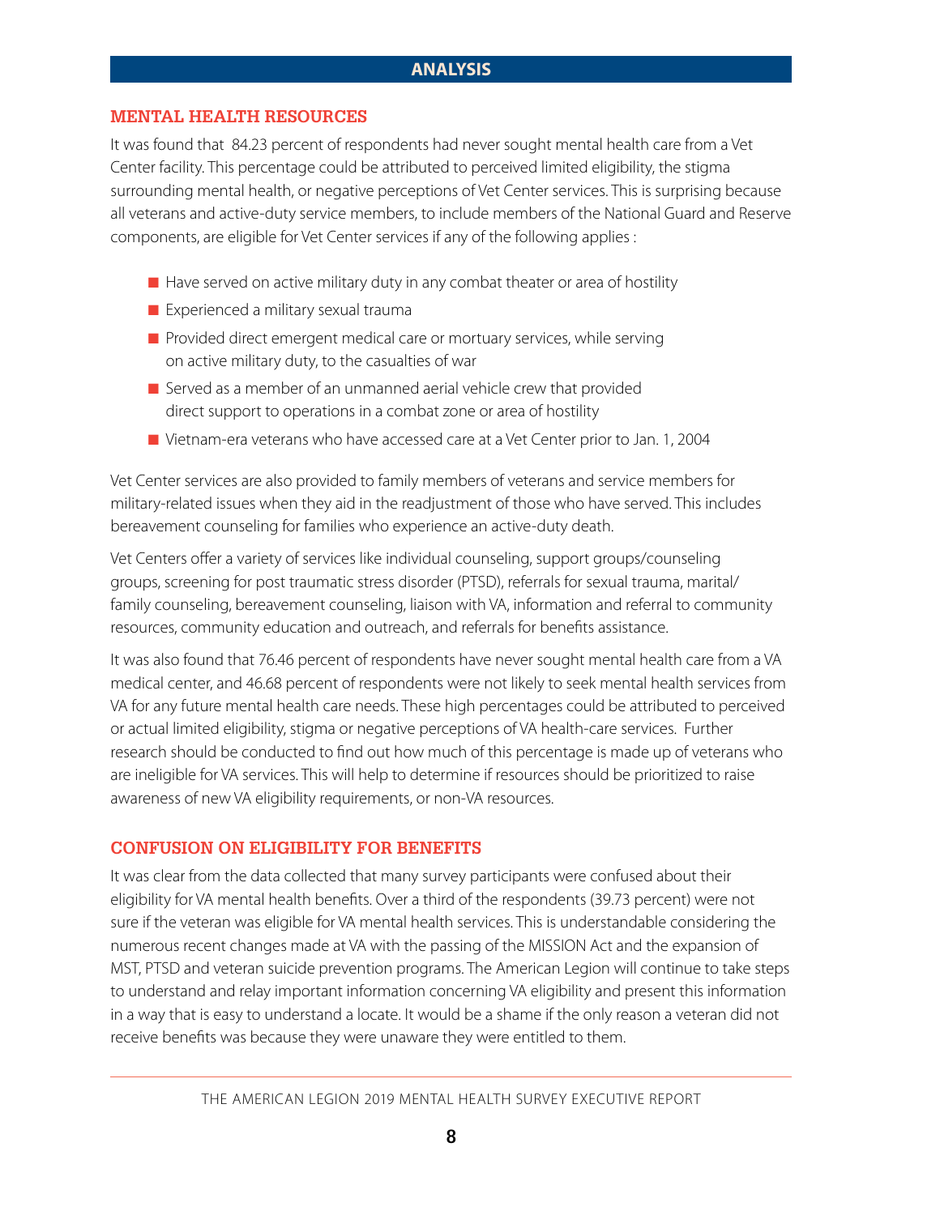# ANALYSIS

## MENTAL HEALTH RESOURCES

It was found that 84.23 percent of respondents had never sought mental health care from a Vet Center facility. This percentage could be attributed to perceived limited eligibility, the stigma surrounding mental health, or negative perceptions of Vet Center services. This is surprising because all veterans and active-duty service members, to include members of the National Guard and Reserve components, are eligible for Vet Center services if any of the following applies :

- Have served on active military duty in any combat theater or area of hostility
- Experienced a military sexual trauma
- Provided direct emergent medical care or mortuary services, while serving on active military duty, to the casualties of war
- Served as a member of an unmanned aerial vehicle crew that provided direct support to operations in a combat zone or area of hostility
- Vietnam-era veterans who have accessed care at a Vet Center prior to Jan. 1, 2004

Vet Center services are also provided to family members of veterans and service members for military-related issues when they aid in the readjustment of those who have served. This includes bereavement counseling for families who experience an active-duty death.

Vet Centers offer a variety of services like individual counseling, support groups/counseling groups, screening for post traumatic stress disorder (PTSD), referrals for sexual trauma, marital/family counseling, bereavement counseling, liaison with VA, information and referral to community resources, community education and outreach, and referrals for benefits assistance.

It was also found that 76.46 percent of respondents have never sought mental health care from a VA medical center, and 46.68 percent of respondents were not likely to seek mental health services from VA for any future mental health care needs. These high percentages could be attributed to perceived or actual limited eligibility, stigma or negative perceptions of VA health-care services. Further research should be conducted to find out how much of this percentage is made up of veterans who are ineligible for VA services. This will help to determine if resources should be prioritized to raise awareness of new VA eligibility requirements, or non-VA resources.

## CONFUSION ON ELIGIBILITY FOR BENEFITS

It was clear from the data collected that many survey participants were confused about their eligibility for VA mental health benefits. Over a third of the respondents (39.73 percent) were not sure if the veteran was eligible for VA mental health services. This is understandable considering the numerous recent changes made at VA with the passing of the MISSION Act and the expansion of MST, PTSD and veteran suicide prevention programs. The American Legion will continue to take steps to understand and relay important information concerning VA eligibility and present this information in a way that is easy to understand a locate. It would be a shame if the only reason a veteran did not receive benefits was because they were unaware they were entitled to them.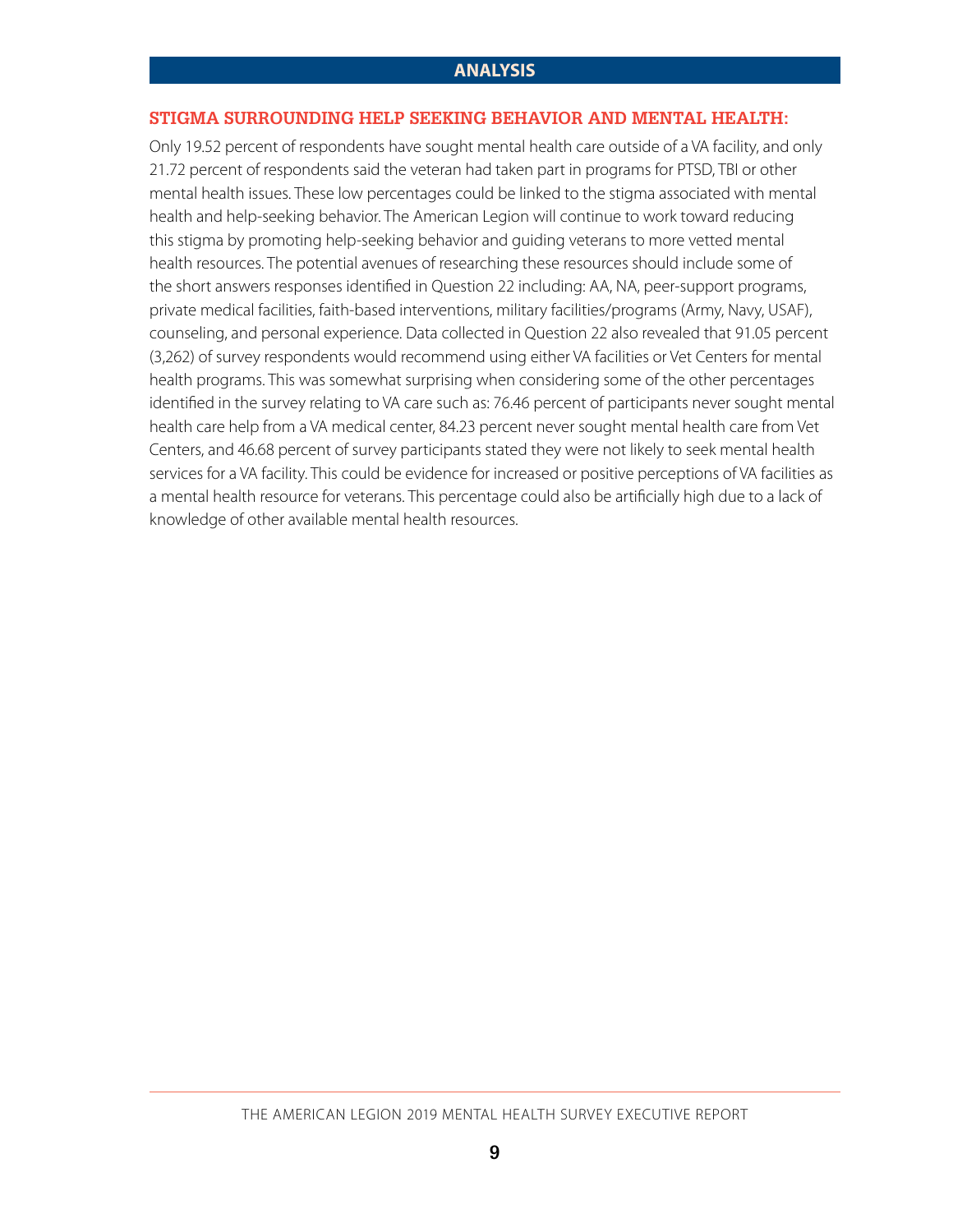## ANALYSIS

### STIGMA SURROUNDING HELP SEEKING BEHAVIOR AND MENTAL HEALTH:

Only 19.52 percent of respondents have sought mental health care outside of a VA facility, and only 21.72 percent of respondents said the veteran had taken part in programs for PTSD, TBI or other mental health issues. These low percentages could be linked to the stigma associated with mental health and help-seeking behavior. The American Legion will continue to work toward reducing this stigma by promoting help-seeking behavior and guiding veterans to more vetted mental health resources. The potential avenues of researching these resources should include some of the short answers responses identified in Question 22 including: AA, NA, peer-support programs, private medical facilities, faith-based interventions, military facilities/programs (Army, Navy, USAF), counseling, and personal experience. Data collected in Question 22 also revealed that 91.05 percent (3,262) of survey respondents would recommend using either VA facilities or Vet Centers for mental health programs. This was somewhat surprising when considering some of the other percentages identified in the survey relating to VA care such as: 76.46 percent of participants never sought mental health care help from a VA medical center, 84.23 percent never sought mental health care from Vet Centers, and 46.68 percent of survey participants stated they were not likely to seek mental health services for a VA facility. This could be evidence for increased or positive perceptions of VA facilities as a mental health resource for veterans. This percentage could also be artificially high due to a lack of knowledge of other available mental health resources.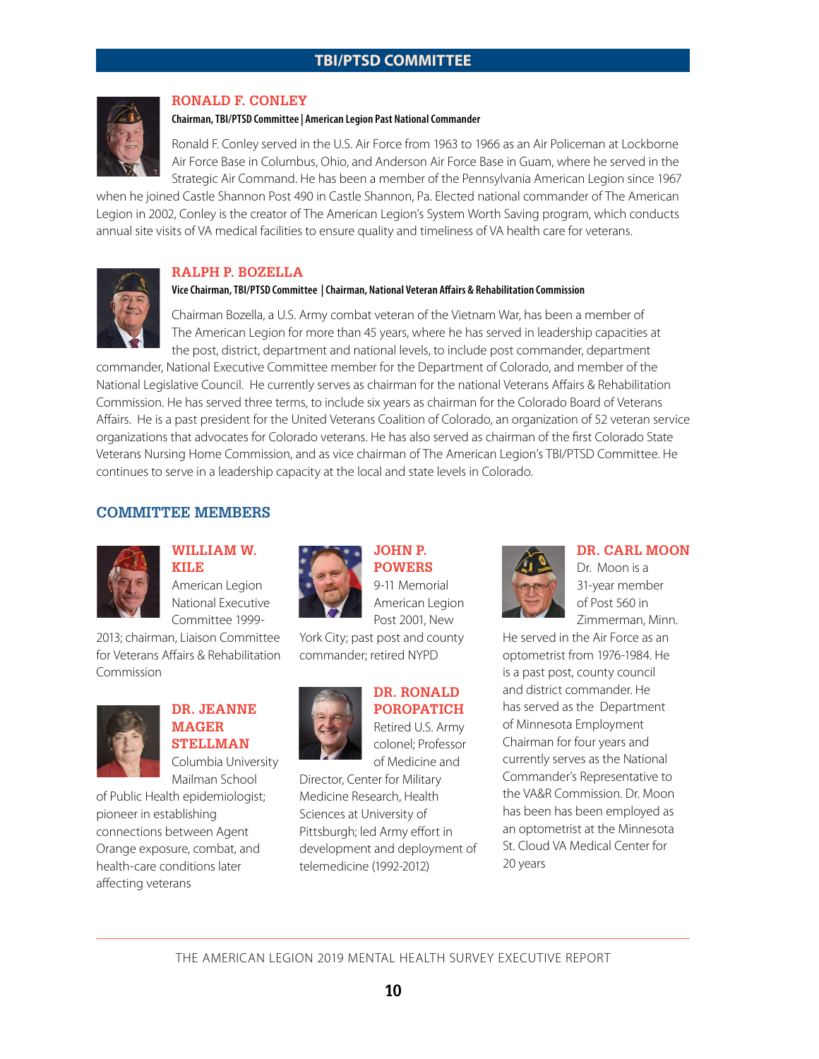## TBI/PTSD COMMITTEE

### RONALD F. CONLEY

**Chairman, TBI/PTSD Committee | American Legion Past National Commander**

Ronald F. Conley served in the U.S. Air Force from 1963 to 1966 as an Air Policeman at Lockborne Air Force Base in Columbus, Ohio, and Anderson Air Force Base in Guam, where he served in the Strategic Air Command. He has been a member of the Pennsylvania American Legion since 1967 when he joined Castle Shannon Post 490 in Castle Shannon, Pa. Elected national commander of The American Legion in 2002, Conley is the creator of The American Legion's System Worth Saving program, which conducts annual site visits of VA medical facilities to ensure quality and timeliness of VA health care for veterans.

### RALPH P. BOZELLA

**Vice Chairman, TBI/PTSD Committee | Chairman, National Veteran Affairs & Rehabilitation Commission**

Chairman Bozella, a U.S. Army combat veteran of the Vietnam War, has been a member of The American Legion for more than 45 years, where he has served in leadership capacities at the post, district, department and national levels, to include post commander, department commander, National Executive Committee member for the Department of Colorado, and member of the National Legislative Council. He currently serves as chairman for the national Veterans Affairs & Rehabilitation Commission. He has served three terms, to include six years as chairman for the Colorado Board of Veterans Affairs. He is a past president for the United Veterans Coalition of Colorado, an organization of 52 veteran service organizations that advocates for Colorado veterans. He has also served as chairman of the first Colorado State Veterans Nursing Home Commission, and as vice chairman of The American Legion's TBI/PTSD Committee. He continues to serve in a leadership capacity at the local and state levels in Colorado.

## COMMITTEE MEMBERS

### WILLIAM W. KILE

American Legion National Executive Committee 1999-2013; chairman, Liaison Committee for Veterans Affairs & Rehabilitation Commission

### DR. JEANNE MAGER STELLMAN

Columbia University Mailman School of Public Health epidemiologist; pioneer in establishing connections between Agent Orange exposure, combat, and health-care conditions later affecting veterans

### JOHN P. POWERS

9-11 Memorial American Legion Post 2001, New York City; past post and county commander; retired NYPD

### DR. RONALD POROPATICH

Retired U.S. Army colonel; Professor of Medicine and Director, Center for Military Medicine Research, Health Sciences at University of Pittsburgh; led Army effort in development and deployment of telemedicine (1992-2012)

### DR. CARL MOON

Dr. Moon is a 31-year member of Post 560 in Zimmerman, Minn. He served in the Air Force as an optometrist from 1976-1984. He is a past post, county council and district commander. He has served as the Department of Minnesota Employment Chairman for four years and currently serves as the National Commander's Representative to the VA&R Commission. Dr. Moon has been has been employed as an optometrist at the Minnesota St. Cloud VA Medical Center for 20 years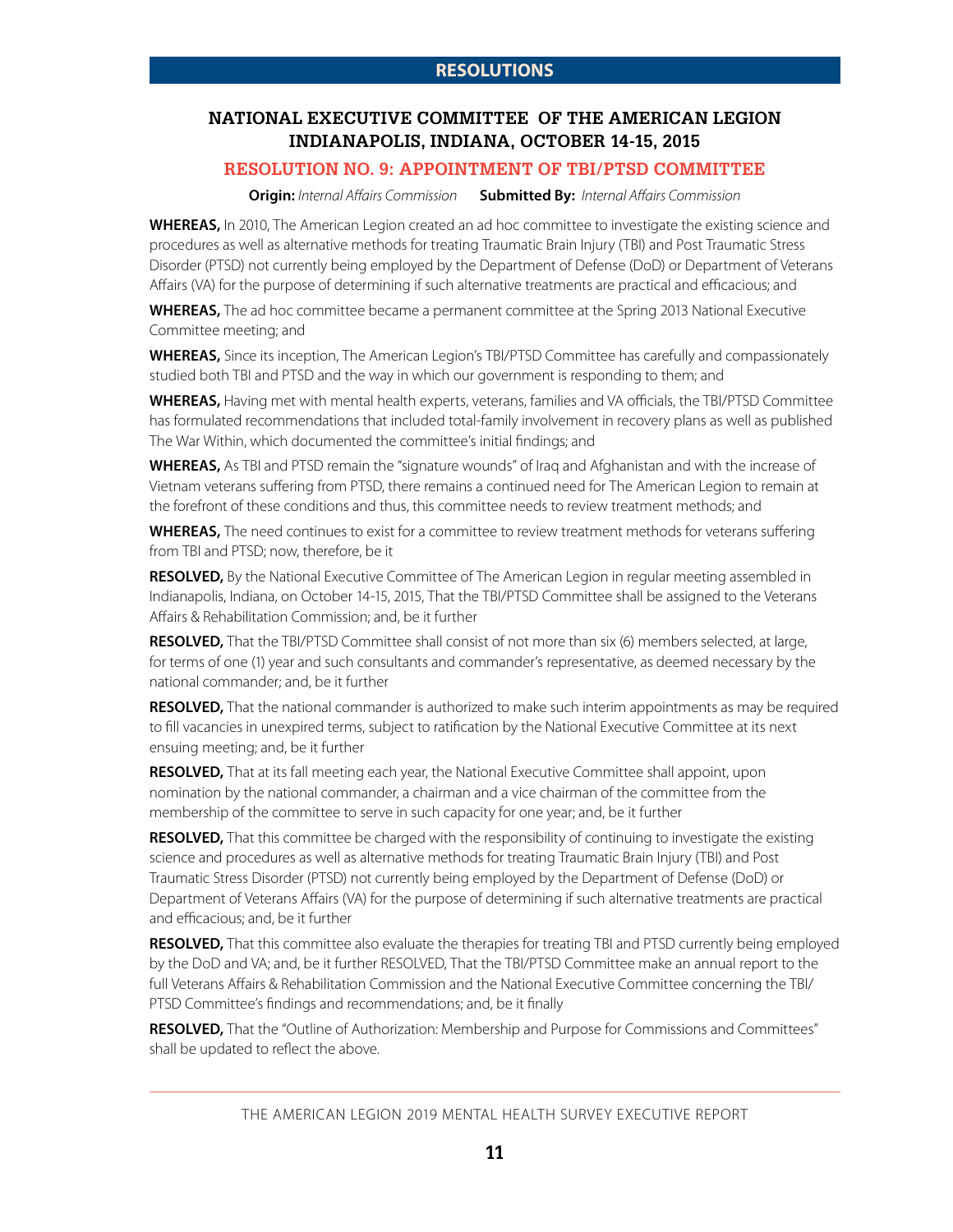# RESOLUTIONS

## NATIONAL EXECUTIVE COMMITTEE OF THE AMERICAN LEGION INDIANAPOLIS, INDIANA, OCTOBER 14-15, 2015

### RESOLUTION NO. 9: APPOINTMENT OF TBI/PTSD COMMITTEE

**Origin:** *Internal Affairs Commission* **Submitted By:** *Internal Affairs Commission*

**WHEREAS,** In 2010, The American Legion created an ad hoc committee to investigate the existing science and procedures as well as alternative methods for treating Traumatic Brain Injury (TBI) and Post Traumatic Stress Disorder (PTSD) not currently being employed by the Department of Defense (DoD) or Department of Veterans Affairs (VA) for the purpose of determining if such alternative treatments are practical and efficacious; and

**WHEREAS,** The ad hoc committee became a permanent committee at the Spring 2013 National Executive Committee meeting; and

**WHEREAS,** Since its inception, The American Legion's TBI/PTSD Committee has carefully and compassionately studied both TBI and PTSD and the way in which our government is responding to them; and

**WHEREAS,** Having met with mental health experts, veterans, families and VA officials, the TBI/PTSD Committee has formulated recommendations that included total-family involvement in recovery plans as well as published The War Within, which documented the committee's initial findings; and

**WHEREAS,** As TBI and PTSD remain the "signature wounds" of Iraq and Afghanistan and with the increase of Vietnam veterans suffering from PTSD, there remains a continued need for The American Legion to remain at the forefront of these conditions and thus, this committee needs to review treatment methods; and

**WHEREAS,** The need continues to exist for a committee to review treatment methods for veterans suffering from TBI and PTSD; now, therefore, be it

**RESOLVED,** By the National Executive Committee of The American Legion in regular meeting assembled in Indianapolis, Indiana, on October 14-15, 2015, That the TBI/PTSD Committee shall be assigned to the Veterans Affairs & Rehabilitation Commission; and, be it further

**RESOLVED,** That the TBI/PTSD Committee shall consist of not more than six (6) members selected, at large, for terms of one (1) year and such consultants and commander's representative, as deemed necessary by the national commander; and, be it further

**RESOLVED,** That the national commander is authorized to make such interim appointments as may be required to fill vacancies in unexpired terms, subject to ratification by the National Executive Committee at its next ensuing meeting; and, be it further

**RESOLVED,** That at its fall meeting each year, the National Executive Committee shall appoint, upon nomination by the national commander, a chairman and a vice chairman of the committee from the membership of the committee to serve in such capacity for one year; and, be it further

**RESOLVED,** That this committee be charged with the responsibility of continuing to investigate the existing science and procedures as well as alternative methods for treating Traumatic Brain Injury (TBI) and Post Traumatic Stress Disorder (PTSD) not currently being employed by the Department of Defense (DoD) or Department of Veterans Affairs (VA) for the purpose of determining if such alternative treatments are practical and efficacious; and, be it further

**RESOLVED,** That this committee also evaluate the therapies for treating TBI and PTSD currently being employed by the DoD and VA; and, be it further RESOLVED, That the TBI/PTSD Committee make an annual report to the full Veterans Affairs & Rehabilitation Commission and the National Executive Committee concerning the TBI/PTSD Committee's findings and recommendations; and, be it finally

**RESOLVED,** That the "Outline of Authorization: Membership and Purpose for Commissions and Committees" shall be updated to reflect the above.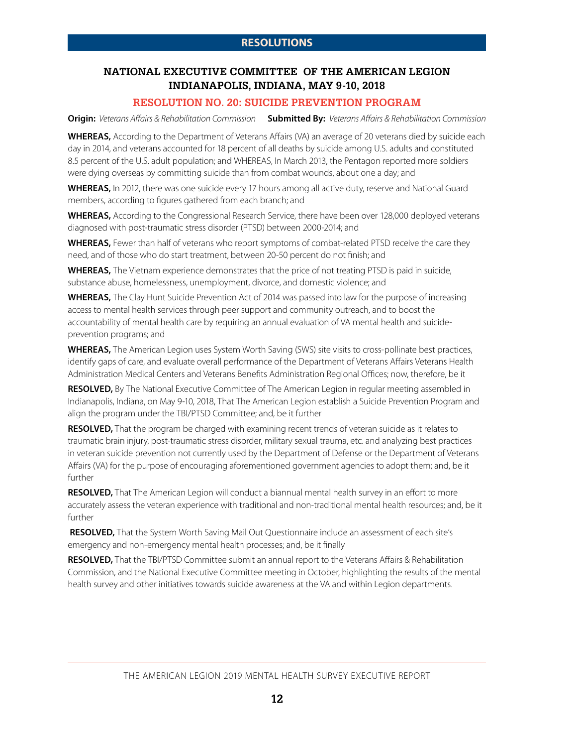## RESOLUTIONS

### NATIONAL EXECUTIVE COMMITTEE OF THE AMERICAN LEGION INDIANAPOLIS, INDIANA, MAY 9-10, 2018

### RESOLUTION NO. 20: SUICIDE PREVENTION PROGRAM

**Origin:** *Veterans Affairs & Rehabilitation Commission* **Submitted By:** *Veterans Affairs & Rehabilitation Commission*

**WHEREAS,** According to the Department of Veterans Affairs (VA) an average of 20 veterans died by suicide each day in 2014, and veterans accounted for 18 percent of all deaths by suicide among U.S. adults and constituted 8.5 percent of the U.S. adult population; and WHEREAS, In March 2013, the Pentagon reported more soldiers were dying overseas by committing suicide than from combat wounds, about one a day; and

**WHEREAS,** In 2012, there was one suicide every 17 hours among all active duty, reserve and National Guard members, according to figures gathered from each branch; and

**WHEREAS,** According to the Congressional Research Service, there have been over 128,000 deployed veterans diagnosed with post-traumatic stress disorder (PTSD) between 2000-2014; and

**WHEREAS,** Fewer than half of veterans who report symptoms of combat-related PTSD receive the care they need, and of those who do start treatment, between 20-50 percent do not finish; and

**WHEREAS,** The Vietnam experience demonstrates that the price of not treating PTSD is paid in suicide, substance abuse, homelessness, unemployment, divorce, and domestic violence; and

**WHEREAS,** The Clay Hunt Suicide Prevention Act of 2014 was passed into law for the purpose of increasing access to mental health services through peer support and community outreach, and to boost the accountability of mental health care by requiring an annual evaluation of VA mental health and suicide-prevention programs; and

**WHEREAS,** The American Legion uses System Worth Saving (SWS) site visits to cross-pollinate best practices, identify gaps of care, and evaluate overall performance of the Department of Veterans Affairs Veterans Health Administration Medical Centers and Veterans Benefits Administration Regional Offices; now, therefore, be it

**RESOLVED,** By The National Executive Committee of The American Legion in regular meeting assembled in Indianapolis, Indiana, on May 9-10, 2018, That The American Legion establish a Suicide Prevention Program and align the program under the TBI/PTSD Committee; and, be it further

**RESOLVED,** That the program be charged with examining recent trends of veteran suicide as it relates to traumatic brain injury, post-traumatic stress disorder, military sexual trauma, etc. and analyzing best practices in veteran suicide prevention not currently used by the Department of Defense or the Department of Veterans Affairs (VA) for the purpose of encouraging aforementioned government agencies to adopt them; and, be it further

**RESOLVED,** That The American Legion will conduct a biannual mental health survey in an effort to more accurately assess the veteran experience with traditional and non-traditional mental health resources; and, be it further

**RESOLVED,** That the System Worth Saving Mail Out Questionnaire include an assessment of each site's emergency and non-emergency mental health processes; and, be it finally

**RESOLVED,** That the TBI/PTSD Committee submit an annual report to the Veterans Affairs & Rehabilitation Commission, and the National Executive Committee meeting in October, highlighting the results of the mental health survey and other initiatives towards suicide awareness at the VA and within Legion departments.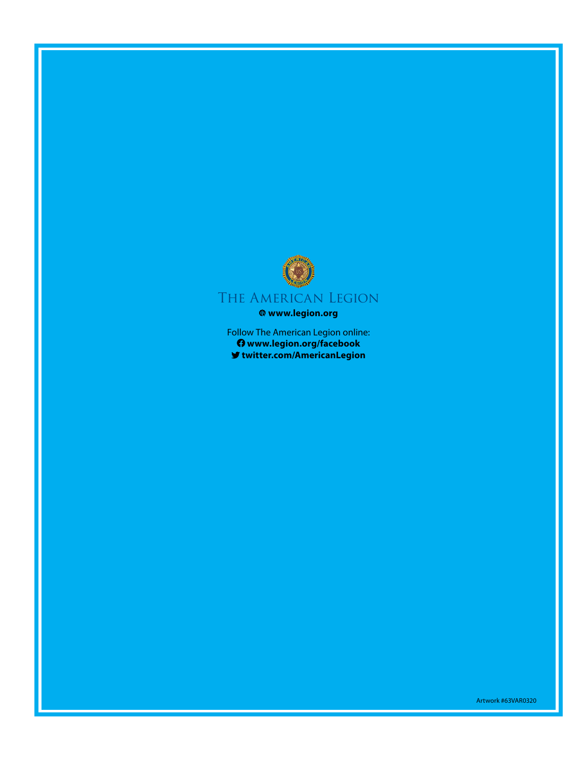The American Legion

www.legion.org

Follow The American Legion online:
**www.legion.org/facebook**
**twitter.com/AmericanLegion**

Artwork #63VAR0320